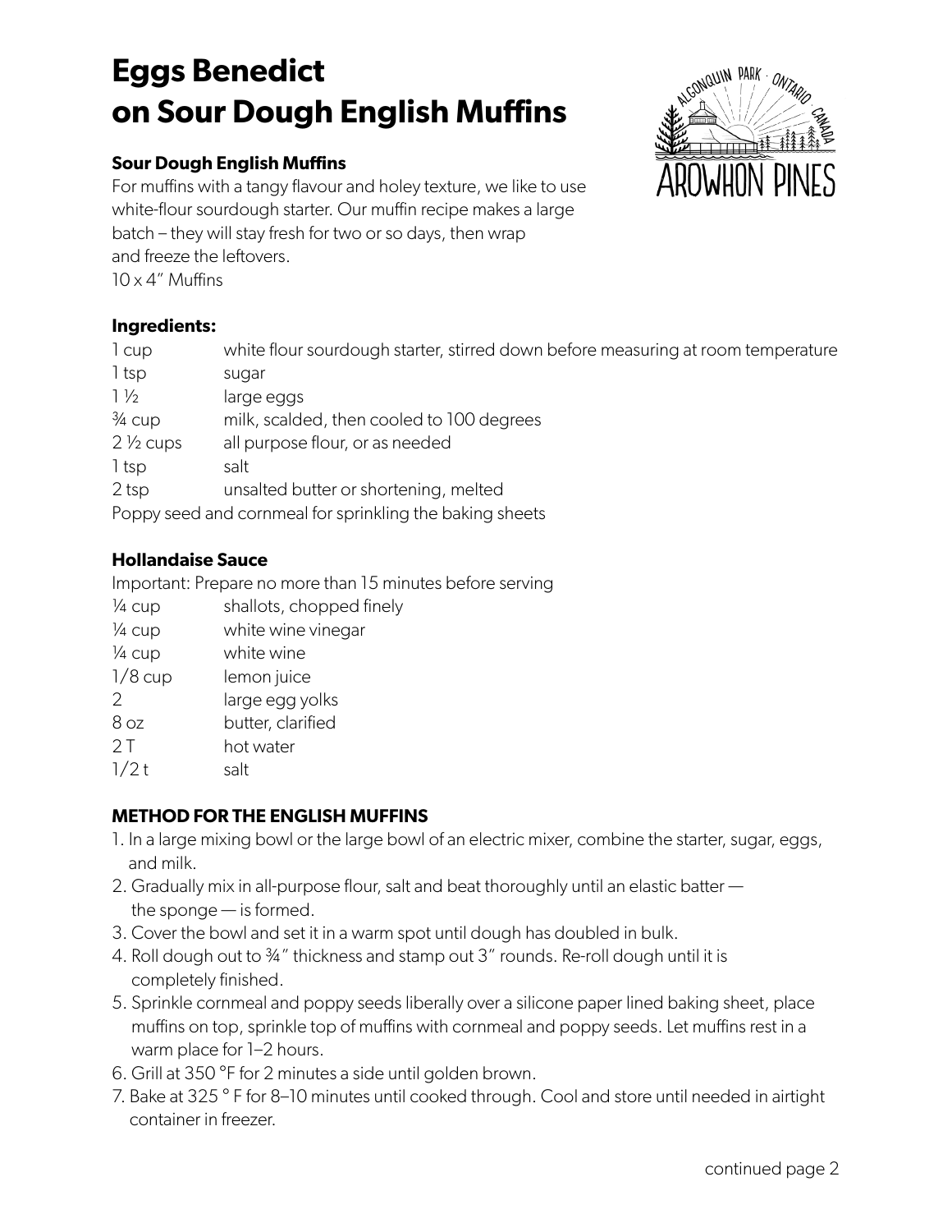# Eggs Benedict on Sour Dough English Muffins

### Sour Dough English Muffins

For muffins with a tangy flavour and holey texture, we like to use white-flour sourdough starter. Our muffin recipe makes a large batch – they will stay fresh for two or so days, then wrap and freeze the leftovers.
10 x 4" Muffins

### Ingredients:

| | |
|---|---|
| 1 cup | white flour sourdough starter, stirred down before measuring at room temperature |
| 1 tsp | sugar |
| 1 ½ | large eggs |
| ¾ cup | milk, scalded, then cooled to 100 degrees |
| 2 ½ cups | all purpose flour, or as needed |
| 1 tsp | salt |
| 2 tsp | unsalted butter or shortening, melted |

Poppy seed and cornmeal for sprinkling the baking sheets

### Hollandaise Sauce

Important: Prepare no more than 15 minutes before serving

| | |
|---|---|
| ¼ cup | shallots, chopped finely |
| ¼ cup | white wine vinegar |
| ¼ cup | white wine |
| 1/8 cup | lemon juice |
| 2 | large egg yolks |
| 8 oz | butter, clarified |
| 2 T | hot water |
| 1/2 t | salt |

### METHOD FOR THE ENGLISH MUFFINS

1. In a large mixing bowl or the large bowl of an electric mixer, combine the starter, sugar, eggs, and milk.
2. Gradually mix in all-purpose flour, salt and beat thoroughly until an elastic batter — the sponge — is formed.
3. Cover the bowl and set it in a warm spot until dough has doubled in bulk.
4. Roll dough out to ¾" thickness and stamp out 3" rounds. Re-roll dough until it is completely finished.
5. Sprinkle cornmeal and poppy seeds liberally over a silicone paper lined baking sheet, place muffins on top, sprinkle top of muffins with cornmeal and poppy seeds. Let muffins rest in a warm place for 1–2 hours.
6. Grill at 350 °F for 2 minutes a side until golden brown.
7. Bake at 325 ° F for 8–10 minutes until cooked through. Cool and store until needed in airtight container in freezer.

continued page 2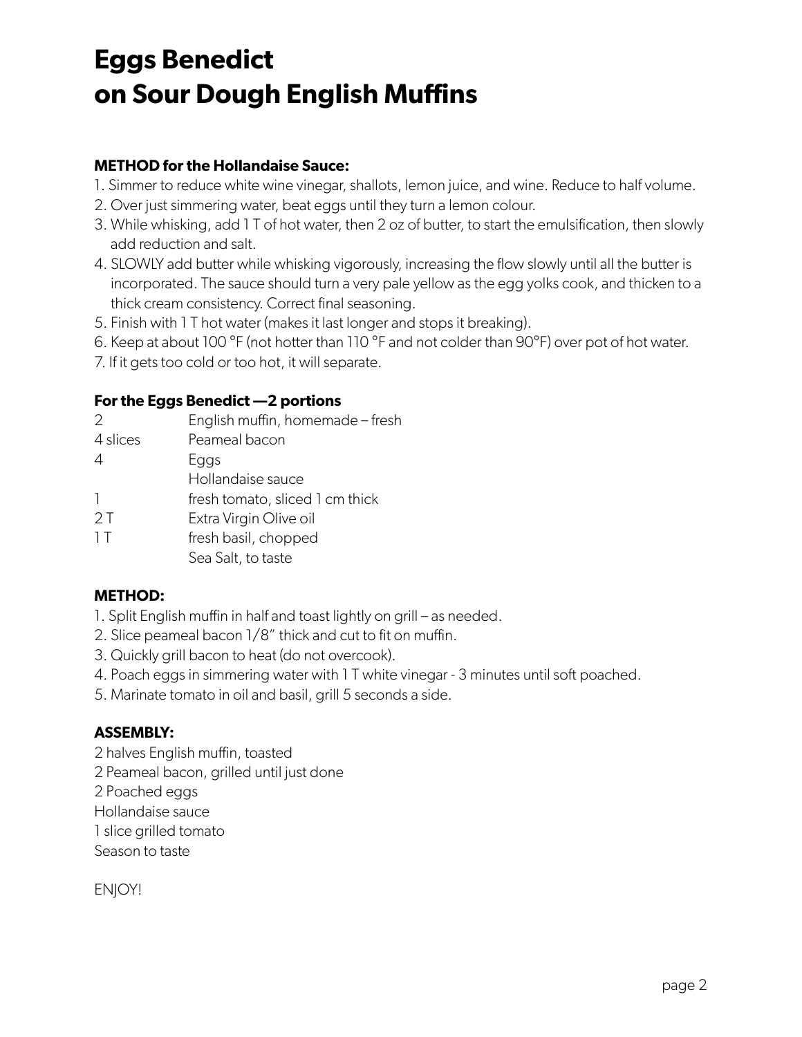# Eggs Benedict on Sour Dough English Muffins

**METHOD for the Hollandaise Sauce:**

1. Simmer to reduce white wine vinegar, shallots, lemon juice, and wine. Reduce to half volume.
2. Over just simmering water, beat eggs until they turn a lemon colour.
3. While whisking, add 1 T of hot water, then 2 oz of butter, to start the emulsification, then slowly add reduction and salt.
4. SLOWLY add butter while whisking vigorously, increasing the flow slowly until all the butter is incorporated. The sauce should turn a very pale yellow as the egg yolks cook, and thicken to a thick cream consistency. Correct final seasoning.
5. Finish with 1 T hot water (makes it last longer and stops it breaking).
6. Keep at about 100 °F (not hotter than 110 °F and not colder than 90°F) over pot of hot water.
7. If it gets too cold or too hot, it will separate.

**For the Eggs Benedict —2 portions**

| | |
|---|---|
| 2 | English muffin, homemade – fresh |
| 4 slices | Peameal bacon |
| 4 | Eggs |
| | Hollandaise sauce |
| 1 | fresh tomato, sliced 1 cm thick |
| 2 T | Extra Virgin Olive oil |
| 1 T | fresh basil, chopped |
| | Sea Salt, to taste |

**METHOD:**

1. Split English muffin in half and toast lightly on grill – as needed.
2. Slice peameal bacon 1/8" thick and cut to fit on muffin.
3. Quickly grill bacon to heat (do not overcook).
4. Poach eggs in simmering water with 1 T white vinegar - 3 minutes until soft poached.
5. Marinate tomato in oil and basil, grill 5 seconds a side.

**ASSEMBLY:**

2 halves English muffin, toasted
2 Peameal bacon, grilled until just done
2 Poached eggs
Hollandaise sauce
1 slice grilled tomato
Season to taste

ENJOY!